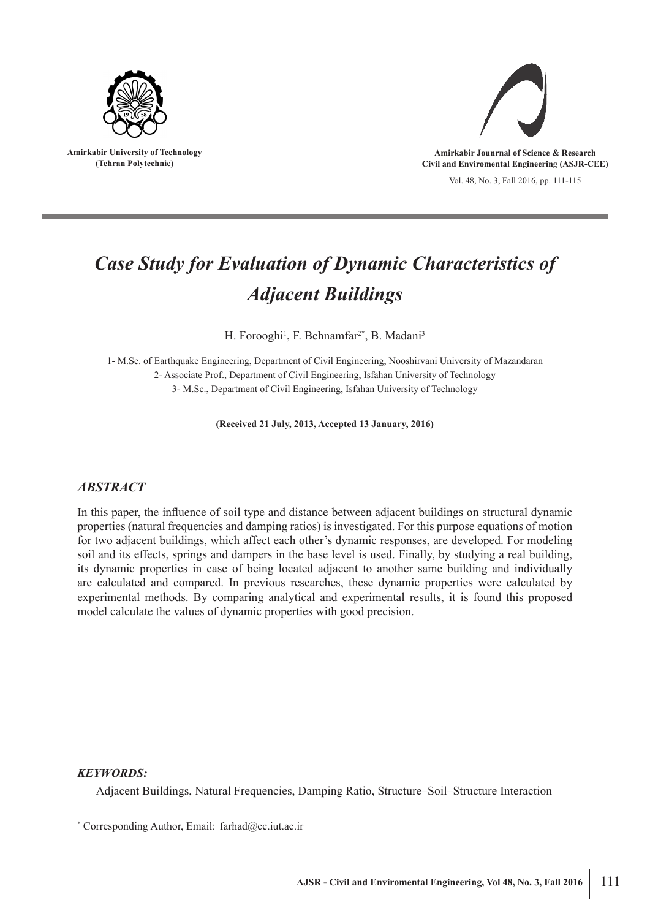Amirkabir University of Technology
(Tehran Polytechnic)

Amirkabir Jounrnal of Science & Research
Civil and Enviromental Engineering (ASJR-CEE)

Vol. 48, No. 3, Fall 2016, pp. 111-115

# *Case Study for Evaluation of Dynamic Characteristics of Adjacent Buildings*

H. Forooghi[1], F. Behnamfar[2*], B. Madani[3]

1- M.Sc. of Earthquake Engineering, Department of Civil Engineering, Nooshirvani University of Mazandaran
2- Associate Prof., Department of Civil Engineering, Isfahan University of Technology
3- M.Sc., Department of Civil Engineering, Isfahan University of Technology

**(Received 21 July, 2013, Accepted 13 January, 2016)**

## *ABSTRACT*

In this paper, the influence of soil type and distance between adjacent buildings on structural dynamic properties (natural frequencies and damping ratios) is investigated. For this purpose equations of motion for two adjacent buildings, which affect each other's dynamic responses, are developed. For modeling soil and its effects, springs and dampers in the base level is used. Finally, by studying a real building, its dynamic properties in case of being located adjacent to another same building and individually are calculated and compared. In previous researches, these dynamic properties were calculated by experimental methods. By comparing analytical and experimental results, it is found this proposed model calculate the values of dynamic properties with good precision.

## *KEYWORDS:*

Adjacent Buildings, Natural Frequencies, Damping Ratio, Structure–Soil–Structure Interaction

[*] Corresponding Author, Email: farhad@cc.iut.ac.ir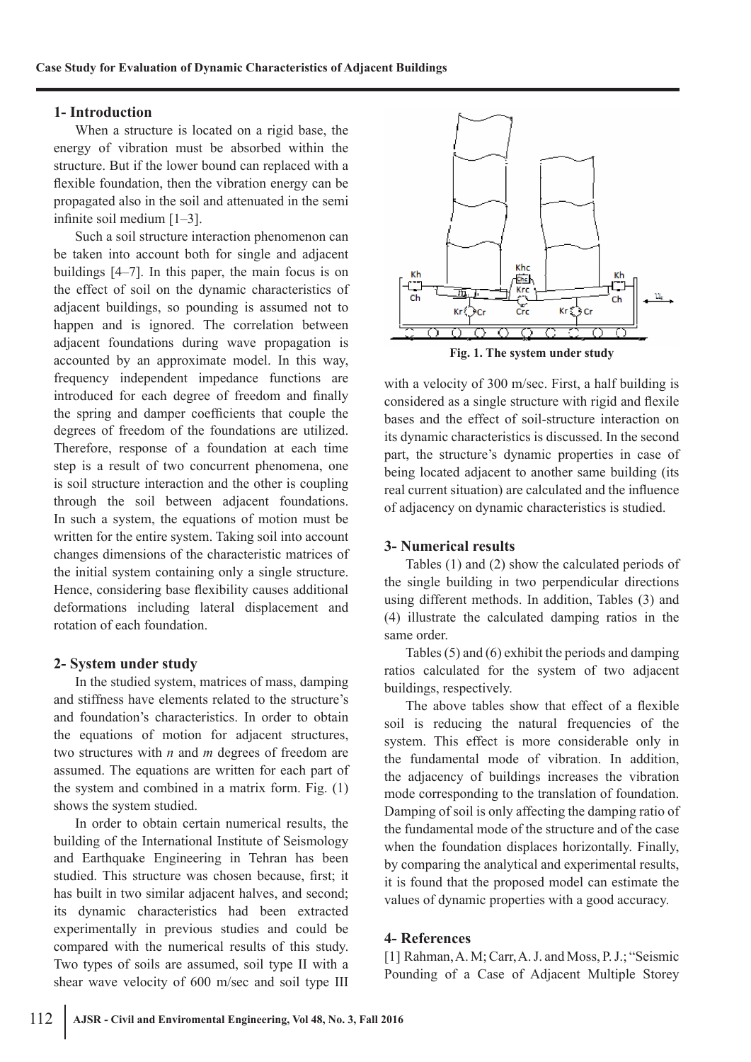## 1- Introduction

When a structure is located on a rigid base, the energy of vibration must be absorbed within the structure. But if the lower bound can replaced with a flexible foundation, then the vibration energy can be propagated also in the soil and attenuated in the semi infinite soil medium [1–3].

Such a soil structure interaction phenomenon can be taken into account both for single and adjacent buildings [4–7]. In this paper, the main focus is on the effect of soil on the dynamic characteristics of adjacent buildings, so pounding is assumed not to happen and is ignored. The correlation between adjacent foundations during wave propagation is accounted by an approximate model. In this way, frequency independent impedance functions are introduced for each degree of freedom and finally the spring and damper coefficients that couple the degrees of freedom of the foundations are utilized. Therefore, response of a foundation at each time step is a result of two concurrent phenomena, one is soil structure interaction and the other is coupling through the soil between adjacent foundations. In such a system, the equations of motion must be written for the entire system. Taking soil into account changes dimensions of the characteristic matrices of the initial system containing only a single structure. Hence, considering base flexibility causes additional deformations including lateral displacement and rotation of each foundation.

## 2- System under study

In the studied system, matrices of mass, damping and stiffness have elements related to the structure's and foundation's characteristics. In order to obtain the equations of motion for adjacent structures, two structures with *n* and *m* degrees of freedom are assumed. The equations are written for each part of the system and combined in a matrix form. Fig. (1) shows the system studied.

In order to obtain certain numerical results, the building of the International Institute of Seismology and Earthquake Engineering in Tehran has been studied. This structure was chosen because, first; it has built in two similar adjacent halves, and second; its dynamic characteristics had been extracted experimentally in previous studies and could be compared with the numerical results of this study. Two types of soils are assumed, soil type II with a shear wave velocity of 600 m/sec and soil type III with a velocity of 300 m/sec. First, a half building is considered as a single structure with rigid and flexile bases and the effect of soil-structure interaction on its dynamic characteristics is discussed. In the second part, the structure's dynamic properties in case of being located adjacent to another same building (its real current situation) are calculated and the influence of adjacency on dynamic characteristics is studied.

**Fig. 1. The system under study**

## 3- Numerical results

Tables (1) and (2) show the calculated periods of the single building in two perpendicular directions using different methods. In addition, Tables (3) and (4) illustrate the calculated damping ratios in the same order.

Tables (5) and (6) exhibit the periods and damping ratios calculated for the system of two adjacent buildings, respectively.

The above tables show that effect of a flexible soil is reducing the natural frequencies of the system. This effect is more considerable only in the fundamental mode of vibration. In addition, the adjacency of buildings increases the vibration mode corresponding to the translation of foundation. Damping of soil is only affecting the damping ratio of the fundamental mode of the structure and of the case when the foundation displaces horizontally. Finally, by comparing the analytical and experimental results, it is found that the proposed model can estimate the values of dynamic properties with a good accuracy.

## 4- References

[1] Rahman, A. M; Carr, A. J. and Moss, P. J.; "Seismic Pounding of a Case of Adjacent Multiple Storey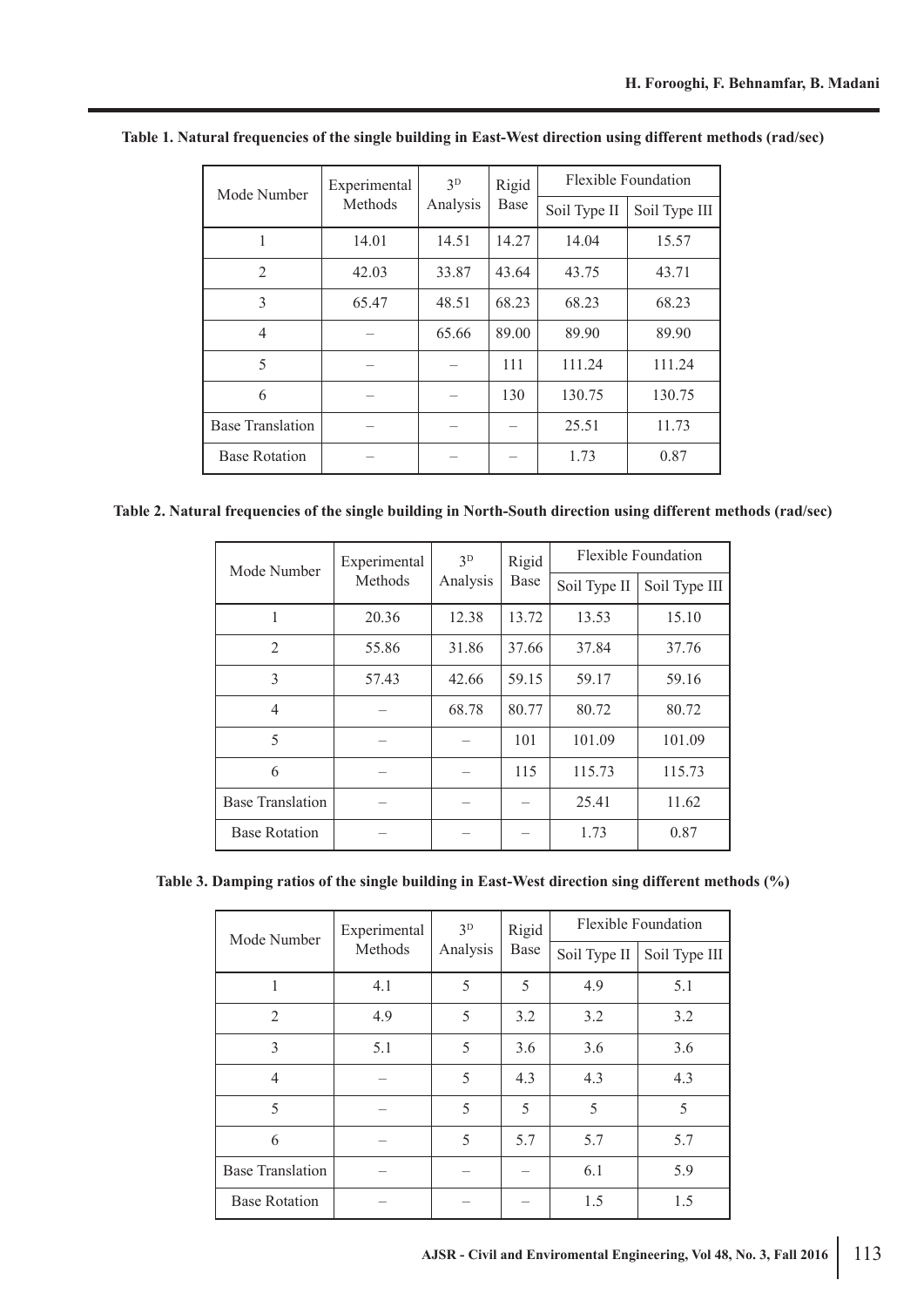**Table 1. Natural frequencies of the single building in East-West direction using different methods (rad/sec)**

| Mode Number | Experimental Methods | $3^D$ Analysis | Rigid Base | Flexible Foundation | |
|---|---|---|---|---|---|
| | | | | Soil Type II | Soil Type III |
| 1 | 14.01 | 14.51 | 14.27 | 14.04 | 15.57 |
| 2 | 42.03 | 33.87 | 43.64 | 43.75 | 43.71 |
| 3 | 65.47 | 48.51 | 68.23 | 68.23 | 68.23 |
| 4 | – | 65.66 | 89.00 | 89.90 | 89.90 |
| 5 | – | – | 111 | 111.24 | 111.24 |
| 6 | – | – | 130 | 130.75 | 130.75 |
| Base Translation | – | – | – | 25.51 | 11.73 |
| Base Rotation | – | – | – | 1.73 | 0.87 |

**Table 2. Natural frequencies of the single building in North-South direction using different methods (rad/sec)**

| Mode Number | Experimental Methods | $3^D$ Analysis | Rigid Base | Flexible Foundation | |
|---|---|---|---|---|---|
| | | | | Soil Type II | Soil Type III |
| 1 | 20.36 | 12.38 | 13.72 | 13.53 | 15.10 |
| 2 | 55.86 | 31.86 | 37.66 | 37.84 | 37.76 |
| 3 | 57.43 | 42.66 | 59.15 | 59.17 | 59.16 |
| 4 | – | 68.78 | 80.77 | 80.72 | 80.72 |
| 5 | – | – | 101 | 101.09 | 101.09 |
| 6 | – | – | 115 | 115.73 | 115.73 |
| Base Translation | – | – | – | 25.41 | 11.62 |
| Base Rotation | – | – | – | 1.73 | 0.87 |

**Table 3. Damping ratios of the single building in East-West direction sing different methods (%)**

| Mode Number | Experimental Methods | $3^D$ Analysis | Rigid Base | Flexible Foundation | |
|---|---|---|---|---|---|
| | | | | Soil Type II | Soil Type III |
| 1 | 4.1 | 5 | 5 | 4.9 | 5.1 |
| 2 | 4.9 | 5 | 3.2 | 3.2 | 3.2 |
| 3 | 5.1 | 5 | 3.6 | 3.6 | 3.6 |
| 4 | – | 5 | 4.3 | 4.3 | 4.3 |
| 5 | – | 5 | 5 | 5 | 5 |
| 6 | – | 5 | 5.7 | 5.7 | 5.7 |
| Base Translation | – | – | – | 6.1 | 5.9 |
| Base Rotation | – | – | – | 1.5 | 1.5 |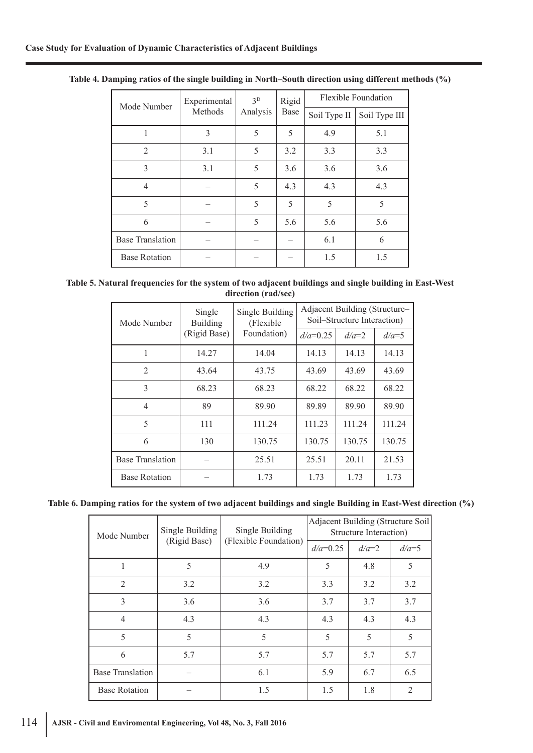**Table 4. Damping ratios of the single building in North–South direction using different methods (%)**

| Mode Number | Experimental Methods | $3^D$ Analysis | Rigid Base | Flexible Foundation | |
|---|---|---|---|---|---|
| | | | | Soil Type II | Soil Type III |
| 1 | 3 | 5 | 5 | 4.9 | 5.1 |
| 2 | 3.1 | 5 | 3.2 | 3.3 | 3.3 |
| 3 | 3.1 | 5 | 3.6 | 3.6 | 3.6 |
| 4 | – | 5 | 4.3 | 4.3 | 4.3 |
| 5 | – | 5 | 5 | 5 | 5 |
| 6 | – | 5 | 5.6 | 5.6 | 5.6 |
| Base Translation | – | – | – | 6.1 | 6 |
| Base Rotation | – | – | – | 1.5 | 1.5 |

**Table 5. Natural frequencies for the system of two adjacent buildings and single building in East-West direction (rad/sec)**

| Mode Number | Single Building (Rigid Base) | Single Building (Flexible Foundation) | Adjacent Building (Structure–Soil–Structure Interaction) | | |
|---|---|---|---|---|---|
| | | | $d/a$=0.25 | $d/a$=2 | $d/a$=5 |
| 1 | 14.27 | 14.04 | 14.13 | 14.13 | 14.13 |
| 2 | 43.64 | 43.75 | 43.69 | 43.69 | 43.69 |
| 3 | 68.23 | 68.23 | 68.22 | 68.22 | 68.22 |
| 4 | 89 | 89.90 | 89.89 | 89.90 | 89.90 |
| 5 | 111 | 111.24 | 111.23 | 111.24 | 111.24 |
| 6 | 130 | 130.75 | 130.75 | 130.75 | 130.75 |
| Base Translation | – | 25.51 | 25.51 | 20.11 | 21.53 |
| Base Rotation | – | 1.73 | 1.73 | 1.73 | 1.73 |

**Table 6. Damping ratios for the system of two adjacent buildings and single Building in East-West direction (%)**

| Mode Number | Single Building (Rigid Base) | Single Building (Flexible Foundation) | Adjacent Building (Structure Soil Structure Interaction) | | |
|---|---|---|---|---|---|
| | | | $d/a$=0.25 | $d/a$=2 | $d/a$=5 |
| 1 | 5 | 4.9 | 5 | 4.8 | 5 |
| 2 | 3.2 | 3.2 | 3.3 | 3.2 | 3.2 |
| 3 | 3.6 | 3.6 | 3.7 | 3.7 | 3.7 |
| 4 | 4.3 | 4.3 | 4.3 | 4.3 | 4.3 |
| 5 | 5 | 5 | 5 | 5 | 5 |
| 6 | 5.7 | 5.7 | 5.7 | 5.7 | 5.7 |
| Base Translation | – | 6.1 | 5.9 | 6.7 | 6.5 |
| Base Rotation | – | 1.5 | 1.5 | 1.8 | 2 |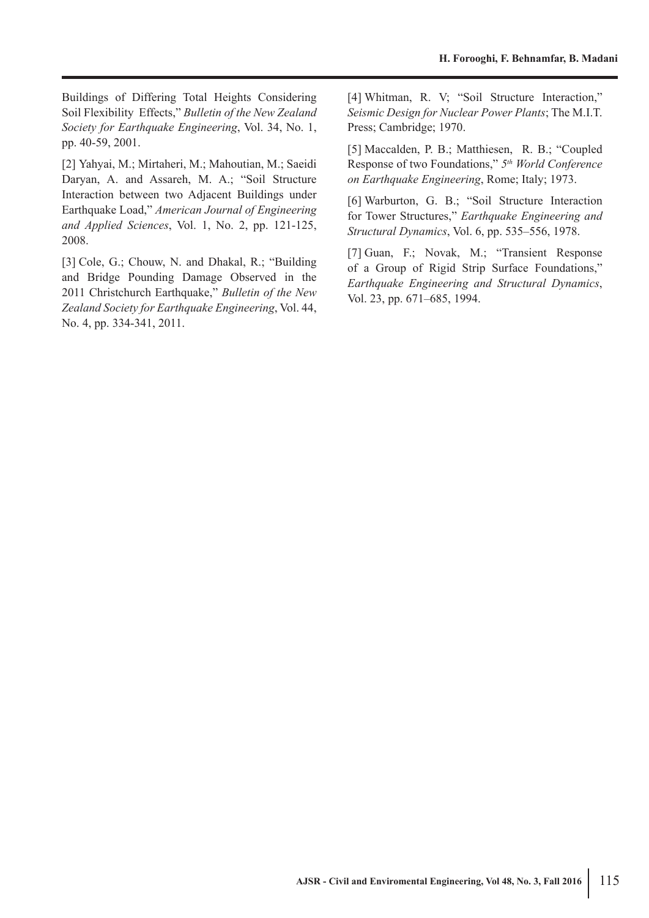Buildings of Differing Total Heights Considering Soil Flexibility Effects," *Bulletin of the New Zealand Society for Earthquake Engineering*, Vol. 34, No. 1, pp. 40-59, 2001.

[2] Yahyai, M.; Mirtaheri, M.; Mahoutian, M.; Saeidi Daryan, A. and Assareh, M. A.; "Soil Structure Interaction between two Adjacent Buildings under Earthquake Load," *American Journal of Engineering and Applied Sciences*, Vol. 1, No. 2, pp. 121-125, 2008.

[3] Cole, G.; Chouw, N. and Dhakal, R.; "Building and Bridge Pounding Damage Observed in the 2011 Christchurch Earthquake," *Bulletin of the New Zealand Society for Earthquake Engineering*, Vol. 44, No. 4, pp. 334-341, 2011.

[4] Whitman, R. V; "Soil Structure Interaction," *Seismic Design for Nuclear Power Plants*; The M.I.T. Press; Cambridge; 1970.

[5] Maccalden, P. B.; Matthiesen, R. B.; "Coupled Response of two Foundations," *5th World Conference on Earthquake Engineering*, Rome; Italy; 1973.

[6] Warburton, G. B.; "Soil Structure Interaction for Tower Structures," *Earthquake Engineering and Structural Dynamics*, Vol. 6, pp. 535–556, 1978.

[7] Guan, F.; Novak, M.; "Transient Response of a Group of Rigid Strip Surface Foundations," *Earthquake Engineering and Structural Dynamics*, Vol. 23, pp. 671–685, 1994.